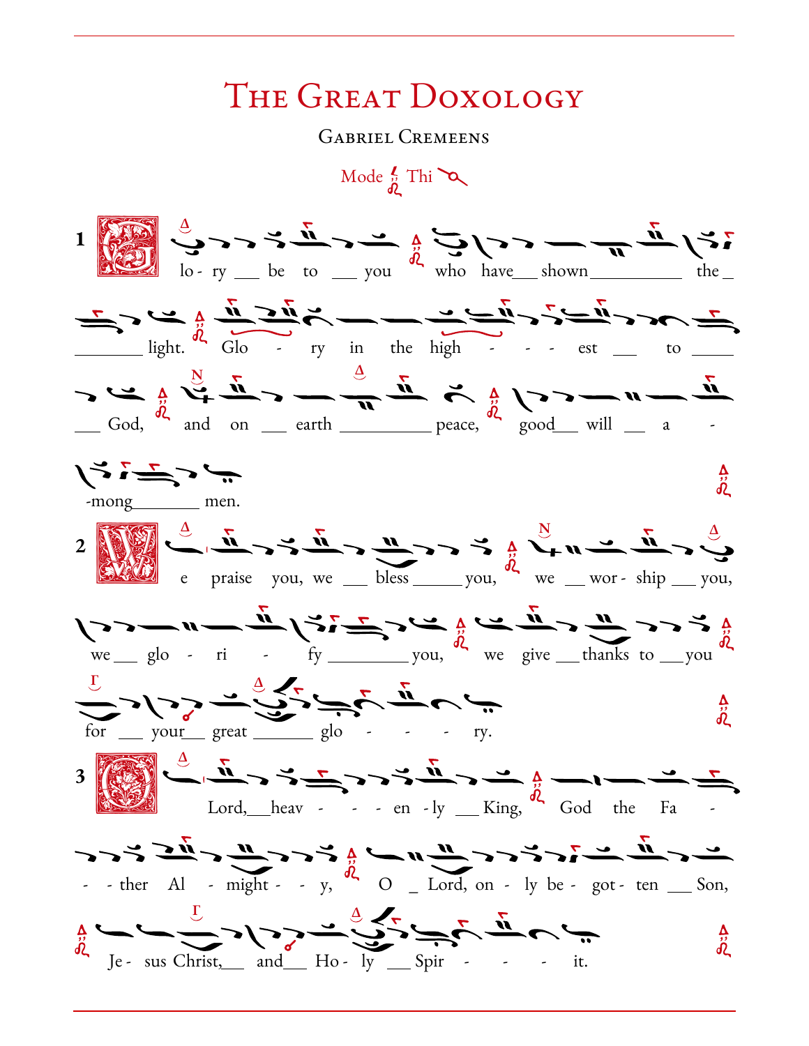# The Great Doxology

Gabriel Cremeens

Mode Thi

**1** Glo-ry be to you who have shown the light. Glo - ry in the high - - - est to God, and on earth peace, good will a - -mong men.

**2** We praise you, we bless you, we wor - ship you, we glo - ri - fy you, we give thanks to you for your great glo - - - - ry.

**3** O Lord, heav - - - en - ly King, God the Fa - - - ther Al - might - - y, O Lord, on - ly be - got - ten Son, Je - sus Christ, and Ho - ly Spir - - - - it.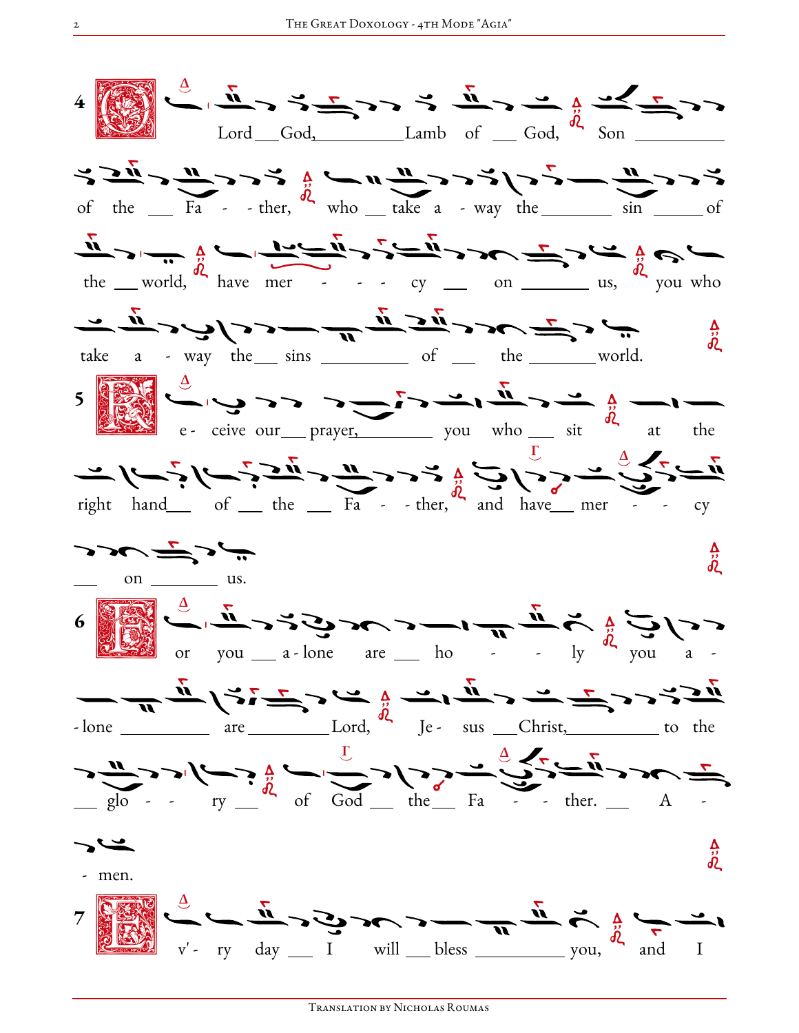**4** Lord God, Lamb of God, Son of the Fa - - ther, who take a - way the sin of the world, have mer - - - cy on us, you who take a - way the sins of the world.

**5** Re - ceive our prayer, you who sit at the right hand of the Fa - - ther, and have mer - - cy on us.

**6** For you a - lone are ho - - ly you a - lone are Lord, Je - sus Christ, to the glo - - ry of God the Fa - - ther. A - - men.

**7** Ev'- ry day I will bless you, and I

Translation by Nicholas Roumas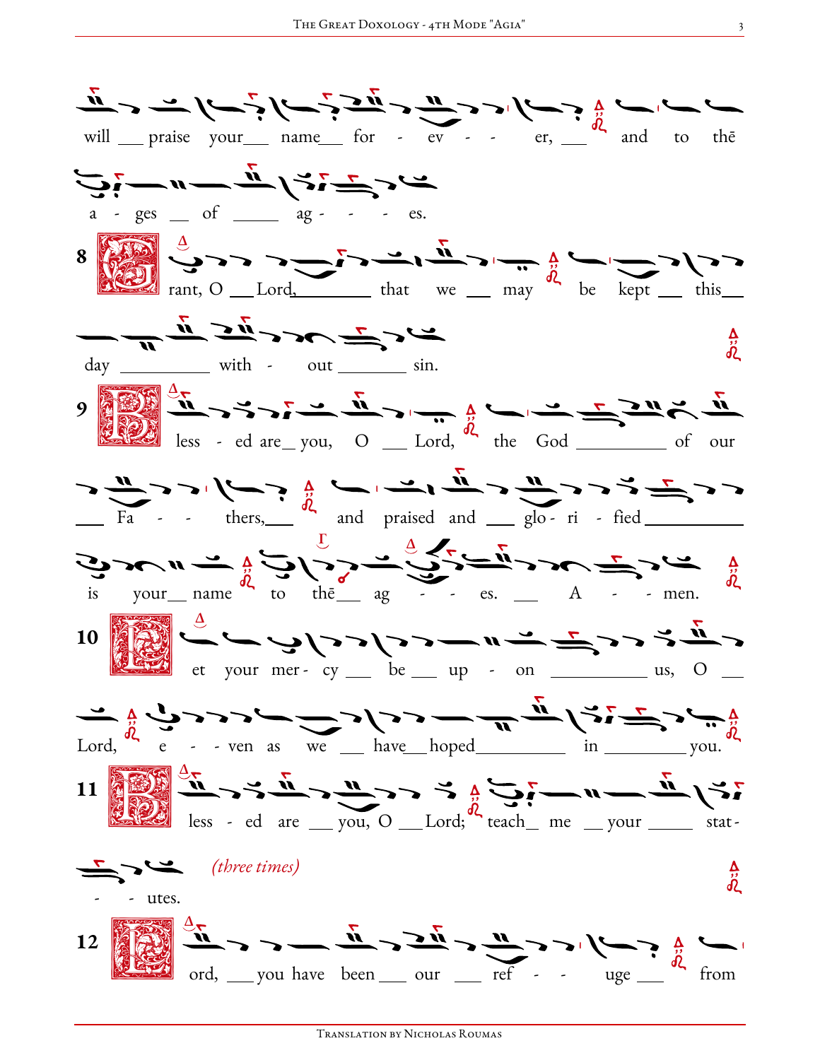will praise your name for - ev - - er, and to thē

a - ges of ag - - - es.

**8** Grant, O Lord, that we may be kept this

day with - out sin.

**9** Bless - ed are you, O Lord, the God of our

Fa - - thers, and praised and glo - ri - fied

is your name to thē ag - - es. A - - men.

**10** Let your mer - cy be up - on us, O

Lord, e - - ven as we have hoped in you.

**11** Bless - ed are you, O Lord; teach me your stat -

- - utes. *(three times)*

**12** Lord, you have been our ref - - uge from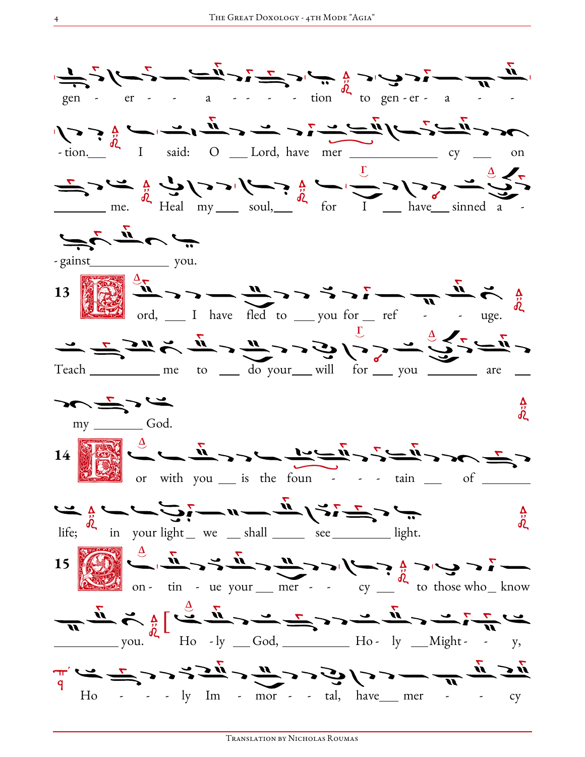gen - er - - a - - - - tion to gen - er - a - -

- tion.___ I said: O ___ Lord, have mer _____________ cy ___ on

________ me. Heal my ____ soul,___ for I ___ have___ sinned a -

- gainst____________ you.

**13** Lord, ___ I have fled to ___ you for __ ref - - uge.

Teach __________ me to ___ do your___ will for ___ you _______ are ___

my _______ God.

**14** For with you ___ is the foun - - - tain ___ of _______

life; in your light _ we __ shall _____ see_________ light.

**15** Con - tin - ue your ___ mer - - cy ___ to those who_ know

__________ you. [Ho - ly ___God, __________ Ho - ly ___Might - - y,

Ho - - - ly Im - mor - - tal, have___ mer - - cy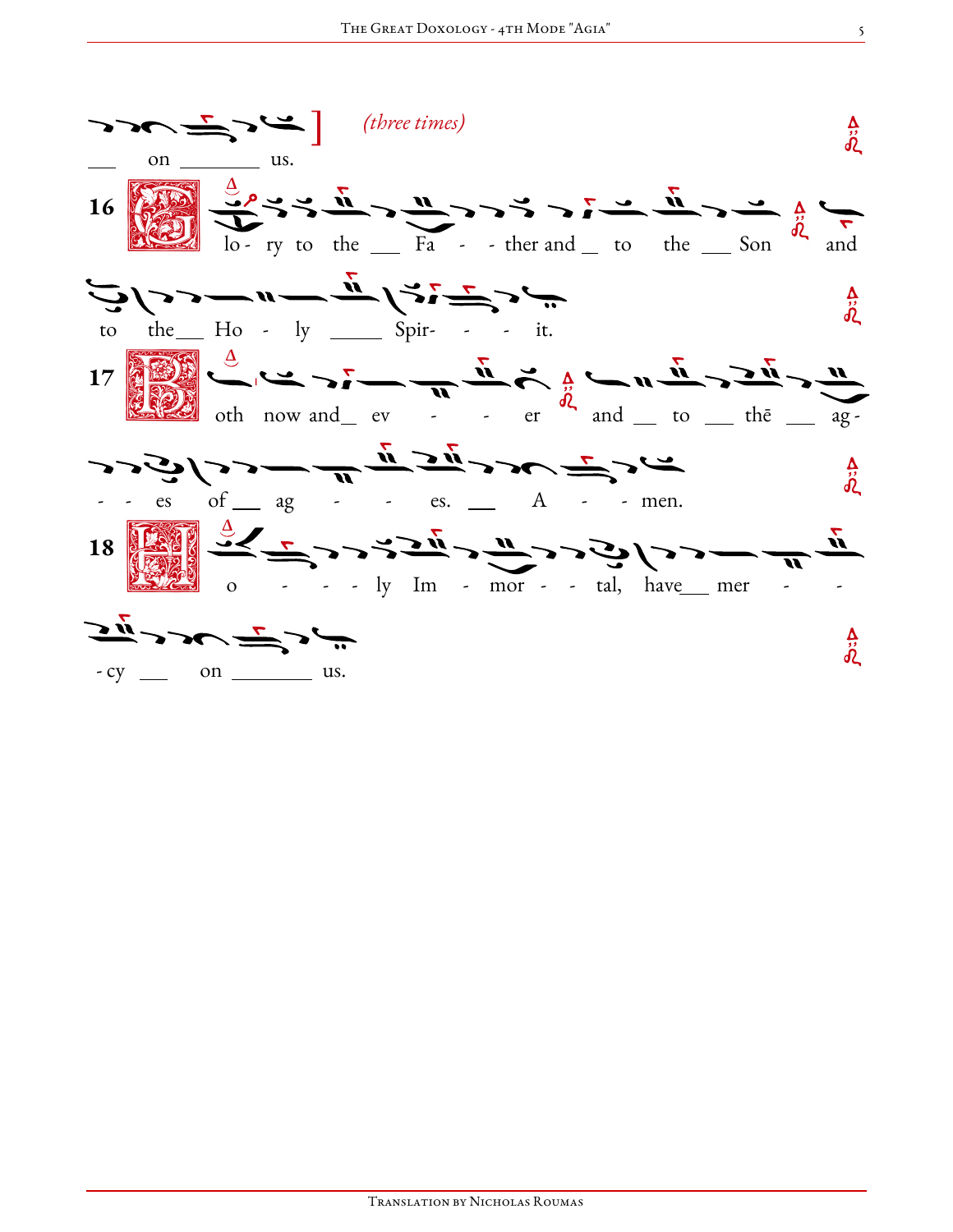__ on ________ us. *(three times)*

**16** Glo - ry to the __ Fa - - ther and _ to the __ Son and

to the__ Ho - ly _____ Spir- - - it.

**17** Both now and_ ev - - er and __ to __ thē __ ag -

- - es of__ ag - - es. __ A - - men.

**18** Ho - - - ly Im - mor - - tal, have__ mer - -

- cy __ on ________ us.